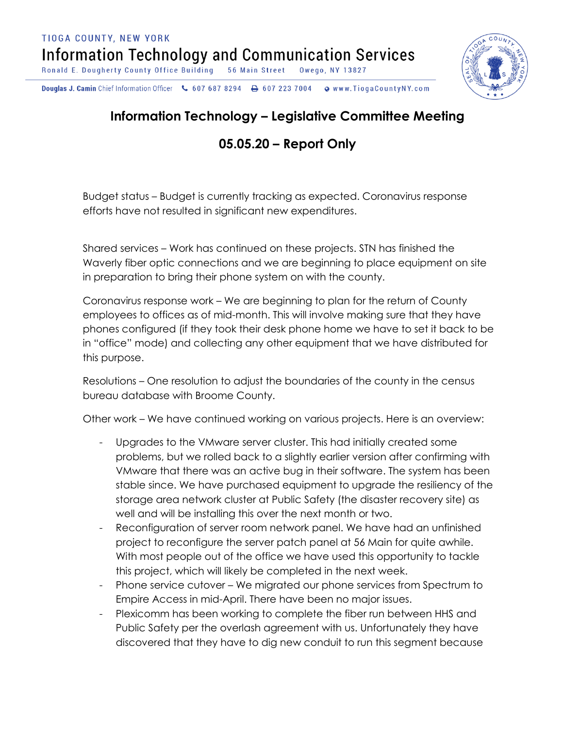TIOGA COUNTY, NEW YORK

Information Technology and Communication Services

Ronald E. Dougherty County Office Building 56 Main Street Owego, NY 13827

**Douglas J. Camin** Chief Information Officer 607 687 8294 607 223 7004 www.TiogaCountyNY.com

## Information Technology – Legislative Committee Meeting

## 05.05.20 – Report Only

Budget status – Budget is currently tracking as expected. Coronavirus response efforts have not resulted in significant new expenditures.

Shared services – Work has continued on these projects. STN has finished the Waverly fiber optic connections and we are beginning to place equipment on site in preparation to bring their phone system on with the county.

Coronavirus response work – We are beginning to plan for the return of County employees to offices as of mid-month. This will involve making sure that they have phones configured (if they took their desk phone home we have to set it back to be in "office" mode) and collecting any other equipment that we have distributed for this purpose.

Resolutions – One resolution to adjust the boundaries of the county in the census bureau database with Broome County.

Other work – We have continued working on various projects. Here is an overview:

- Upgrades to the VMware server cluster. This had initially created some problems, but we rolled back to a slightly earlier version after confirming with VMware that there was an active bug in their software. The system has been stable since. We have purchased equipment to upgrade the resiliency of the storage area network cluster at Public Safety (the disaster recovery site) as well and will be installing this over the next month or two.
- Reconfiguration of server room network panel. We have had an unfinished project to reconfigure the server patch panel at 56 Main for quite awhile. With most people out of the office we have used this opportunity to tackle this project, which will likely be completed in the next week.
- Phone service cutover – We migrated our phone services from Spectrum to Empire Access in mid-April. There have been no major issues.
- Plexicomm has been working to complete the fiber run between HHS and Public Safety per the overlash agreement with us. Unfortunately they have discovered that they have to dig new conduit to run this segment because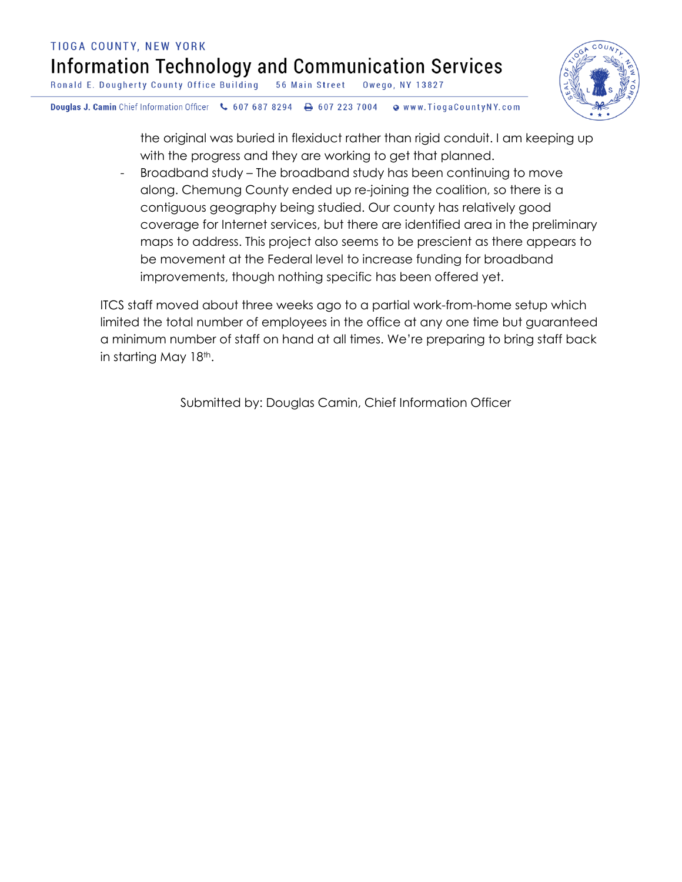the original was buried in flexiduct rather than rigid conduit. I am keeping up with the progress and they are working to get that planned.

- Broadband study – The broadband study has been continuing to move along. Chemung County ended up re-joining the coalition, so there is a contiguous geography being studied. Our county has relatively good coverage for Internet services, but there are identified area in the preliminary maps to address. This project also seems to be prescient as there appears to be movement at the Federal level to increase funding for broadband improvements, though nothing specific has been offered yet.

ITCS staff moved about three weeks ago to a partial work-from-home setup which limited the total number of employees in the office at any one time but guaranteed a minimum number of staff on hand at all times. We're preparing to bring staff back in starting May 18th.

Submitted by: Douglas Camin, Chief Information Officer